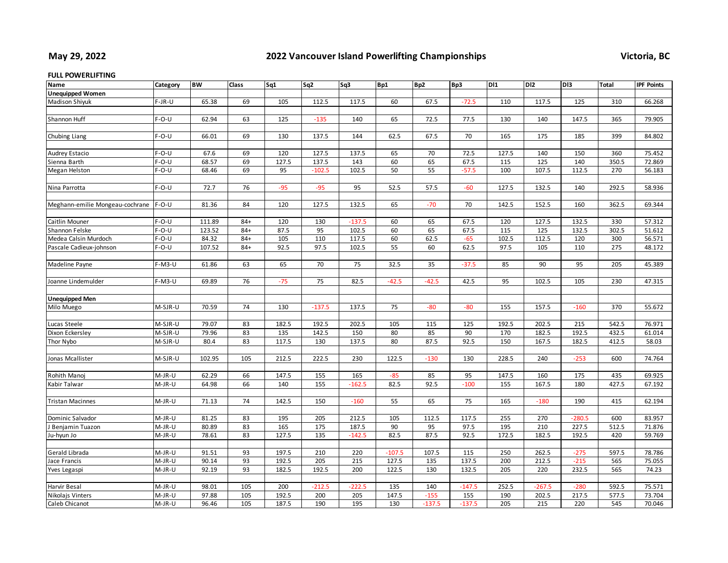**May 29, 2022** **2022 Vancouver Island Powerlifting Championships** **Victoria, BC**

**FULL POWERLIFTING**

| Name | Category | BW | Class | Sq1 | Sq2 | Sq3 | Bp1 | Bp2 | Bp3 | Dl1 | Dl2 | Dl3 | Total | IPF Points |
|---|---|---|---|---|---|---|---|---|---|---|---|---|---|---|
| **Unequipped Women** | | | | | | | | | | | | | | |
| Madison Shiyuk | F-JR-U | 65.38 | 69 | 105 | 112.5 | 117.5 | 60 | 67.5 | -72.5 | 110 | 117.5 | 125 | 310 | 66.268 |
| | | | | | | | | | | | | | | |
| Shannon Huff | F-O-U | 62.94 | 63 | 125 | -135 | 140 | 65 | 72.5 | 77.5 | 130 | 140 | 147.5 | 365 | 79.905 |
| | | | | | | | | | | | | | | |
| Chubing Liang | F-O-U | 66.01 | 69 | 130 | 137.5 | 144 | 62.5 | 67.5 | 70 | 165 | 175 | 185 | 399 | 84.802 |
| | | | | | | | | | | | | | | |
| Audrey Estacio | F-O-U | 67.6 | 69 | 120 | 127.5 | 137.5 | 65 | 70 | 72.5 | 127.5 | 140 | 150 | 360 | 75.452 |
| Sienna Barth | F-O-U | 68.57 | 69 | 127.5 | 137.5 | 143 | 60 | 65 | 67.5 | 115 | 125 | 140 | 350.5 | 72.869 |
| Megan Helston | F-O-U | 68.46 | 69 | 95 | -102.5 | 102.5 | 50 | 55 | -57.5 | 100 | 107.5 | 112.5 | 270 | 56.183 |
| | | | | | | | | | | | | | | |
| Nina Parrotta | F-O-U | 72.7 | 76 | -95 | -95 | 95 | 52.5 | 57.5 | -60 | 127.5 | 132.5 | 140 | 292.5 | 58.936 |
| | | | | | | | | | | | | | | |
| Meghann-emilie Mongeau-cochrane | F-O-U | 81.36 | 84 | 120 | 127.5 | 132.5 | 65 | -70 | 70 | 142.5 | 152.5 | 160 | 362.5 | 69.344 |
| | | | | | | | | | | | | | | |
| Caitlin Mouner | F-O-U | 111.89 | 84+ | 120 | 130 | -137.5 | 60 | 65 | 67.5 | 120 | 127.5 | 132.5 | 330 | 57.312 |
| Shannon Felske | F-O-U | 123.52 | 84+ | 87.5 | 95 | 102.5 | 60 | 65 | 67.5 | 115 | 125 | 132.5 | 302.5 | 51.612 |
| Medea Calsin Murdoch | F-O-U | 84.32 | 84+ | 105 | 110 | 117.5 | 60 | 62.5 | -65 | 102.5 | 112.5 | 120 | 300 | 56.571 |
| Pascale Cadieux-johnson | F-O-U | 107.52 | 84+ | 92.5 | 97.5 | 102.5 | 55 | 60 | 62.5 | 97.5 | 105 | 110 | 275 | 48.172 |
| | | | | | | | | | | | | | | |
| Madeline Payne | F-M3-U | 61.86 | 63 | 65 | 70 | 75 | 32.5 | 35 | -37.5 | 85 | 90 | 95 | 205 | 45.389 |
| | | | | | | | | | | | | | | |
| Joanne Lindemulder | F-M3-U | 69.89 | 76 | -75 | 75 | 82.5 | -42.5 | -42.5 | 42.5 | 95 | 102.5 | 105 | 230 | 47.315 |
| | | | | | | | | | | | | | | |
| **Unequipped Men** | | | | | | | | | | | | | | |
| Milo Muego | M-SJR-U | 70.59 | 74 | 130 | -137.5 | 137.5 | 75 | -80 | -80 | 155 | 157.5 | -160 | 370 | 55.672 |
| | | | | | | | | | | | | | | |
| Lucas Steele | M-SJR-U | 79.07 | 83 | 182.5 | 192.5 | 202.5 | 105 | 115 | 125 | 192.5 | 202.5 | 215 | 542.5 | 76.971 |
| Dixon Eckersley | M-SJR-U | 79.96 | 83 | 135 | 142.5 | 150 | 80 | 85 | 90 | 170 | 182.5 | 192.5 | 432.5 | 61.014 |
| Thor Nybo | M-SJR-U | 80.4 | 83 | 117.5 | 130 | 137.5 | 80 | 87.5 | 92.5 | 150 | 167.5 | 182.5 | 412.5 | 58.03 |
| | | | | | | | | | | | | | | |
| Jonas Mcallister | M-SJR-U | 102.95 | 105 | 212.5 | 222.5 | 230 | 122.5 | -130 | 130 | 228.5 | 240 | -253 | 600 | 74.764 |
| | | | | | | | | | | | | | | |
| Rohith Manoj | M-JR-U | 62.29 | 66 | 147.5 | 155 | 165 | -85 | 85 | 95 | 147.5 | 160 | 175 | 435 | 69.925 |
| Kabir Talwar | M-JR-U | 64.98 | 66 | 140 | 155 | -162.5 | 82.5 | 92.5 | -100 | 155 | 167.5 | 180 | 427.5 | 67.192 |
| | | | | | | | | | | | | | | |
| Tristan Macinnes | M-JR-U | 71.13 | 74 | 142.5 | 150 | -160 | 55 | 65 | 75 | 165 | -180 | 190 | 415 | 62.194 |
| | | | | | | | | | | | | | | |
| Dominic Salvador | M-JR-U | 81.25 | 83 | 195 | 205 | 212.5 | 105 | 112.5 | 117.5 | 255 | 270 | -280.5 | 600 | 83.957 |
| J Benjamin Tuazon | M-JR-U | 80.89 | 83 | 165 | 175 | 187.5 | 90 | 95 | 97.5 | 195 | 210 | 227.5 | 512.5 | 71.876 |
| Ju-hyun Jo | M-JR-U | 78.61 | 83 | 127.5 | 135 | -142.5 | 82.5 | 87.5 | 92.5 | 172.5 | 182.5 | 192.5 | 420 | 59.769 |
| | | | | | | | | | | | | | | |
| Gerald Librada | M-JR-U | 91.51 | 93 | 197.5 | 210 | 220 | -107.5 | 107.5 | 115 | 250 | 262.5 | -275 | 597.5 | 78.786 |
| Jace Francis | M-JR-U | 90.14 | 93 | 192.5 | 205 | 215 | 127.5 | 135 | 137.5 | 200 | 212.5 | -215 | 565 | 75.055 |
| Yves Legaspi | M-JR-U | 92.19 | 93 | 182.5 | 192.5 | 200 | 122.5 | 130 | 132.5 | 205 | 220 | 232.5 | 565 | 74.23 |
| | | | | | | | | | | | | | | |
| Harvir Besal | M-JR-U | 98.01 | 105 | 200 | -212.5 | -222.5 | 135 | 140 | -147.5 | 252.5 | -267.5 | -280 | 592.5 | 75.571 |
| Nikolajs Vinters | M-JR-U | 97.88 | 105 | 192.5 | 200 | 205 | 147.5 | -155 | 155 | 190 | 202.5 | 217.5 | 577.5 | 73.704 |
| Caleb Chicanot | M-JR-U | 96.46 | 105 | 187.5 | 190 | 195 | 130 | -137.5 | -137.5 | 205 | 215 | 220 | 545 | 70.046 |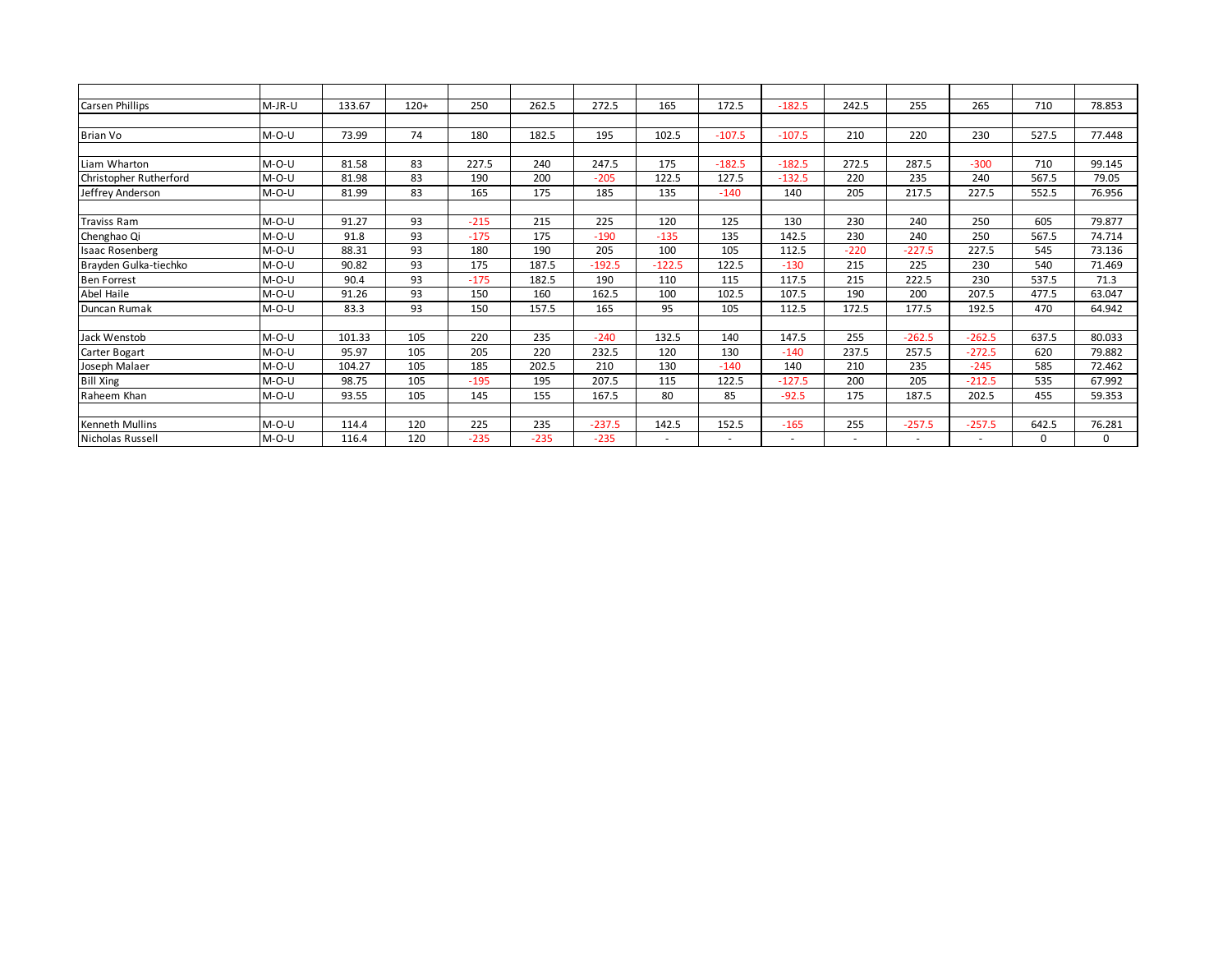| | | | | | | | | | | | | | | |
|---|---|---|---|---|---|---|---|---|---|---|---|---|---|---|
| Carsen Phillips | M-JR-U | 133.67 | 120+ | 250 | 262.5 | 272.5 | 165 | 172.5 | -182.5 | 242.5 | 255 | 265 | 710 | 78.853 |
| | | | | | | | | | | | | | | |
| Brian Vo | M-O-U | 73.99 | 74 | 180 | 182.5 | 195 | 102.5 | -107.5 | -107.5 | 210 | 220 | 230 | 527.5 | 77.448 |
| | | | | | | | | | | | | | | |
| Liam Wharton | M-O-U | 81.58 | 83 | 227.5 | 240 | 247.5 | 175 | -182.5 | -182.5 | 272.5 | 287.5 | -300 | 710 | 99.145 |
| Christopher Rutherford | M-O-U | 81.98 | 83 | 190 | 200 | -205 | 122.5 | 127.5 | -132.5 | 220 | 235 | 240 | 567.5 | 79.05 |
| Jeffrey Anderson | M-O-U | 81.99 | 83 | 165 | 175 | 185 | 135 | -140 | 140 | 205 | 217.5 | 227.5 | 552.5 | 76.956 |
| | | | | | | | | | | | | | | |
| Traviss Ram | M-O-U | 91.27 | 93 | -215 | 215 | 225 | 120 | 125 | 130 | 230 | 240 | 250 | 605 | 79.877 |
| Chenghao Qi | M-O-U | 91.8 | 93 | -175 | 175 | -190 | -135 | 135 | 142.5 | 230 | 240 | 250 | 567.5 | 74.714 |
| Isaac Rosenberg | M-O-U | 88.31 | 93 | 180 | 190 | 205 | 100 | 105 | 112.5 | -220 | -227.5 | 227.5 | 545 | 73.136 |
| Brayden Gulka-tiechko | M-O-U | 90.82 | 93 | 175 | 187.5 | -192.5 | -122.5 | 122.5 | -130 | 215 | 225 | 230 | 540 | 71.469 |
| Ben Forrest | M-O-U | 90.4 | 93 | -175 | 182.5 | 190 | 110 | 115 | 117.5 | 215 | 222.5 | 230 | 537.5 | 71.3 |
| Abel Haile | M-O-U | 91.26 | 93 | 150 | 160 | 162.5 | 100 | 102.5 | 107.5 | 190 | 200 | 207.5 | 477.5 | 63.047 |
| Duncan Rumak | M-O-U | 83.3 | 93 | 150 | 157.5 | 165 | 95 | 105 | 112.5 | 172.5 | 177.5 | 192.5 | 470 | 64.942 |
| | | | | | | | | | | | | | | |
| Jack Wenstob | M-O-U | 101.33 | 105 | 220 | 235 | -240 | 132.5 | 140 | 147.5 | 255 | -262.5 | -262.5 | 637.5 | 80.033 |
| Carter Bogart | M-O-U | 95.97 | 105 | 205 | 220 | 232.5 | 120 | 130 | -140 | 237.5 | 257.5 | -272.5 | 620 | 79.882 |
| Joseph Malaer | M-O-U | 104.27 | 105 | 185 | 202.5 | 210 | 130 | -140 | 140 | 210 | 235 | -245 | 585 | 72.462 |
| Bill Xing | M-O-U | 98.75 | 105 | -195 | 195 | 207.5 | 115 | 122.5 | -127.5 | 200 | 205 | -212.5 | 535 | 67.992 |
| Raheem Khan | M-O-U | 93.55 | 105 | 145 | 155 | 167.5 | 80 | 85 | -92.5 | 175 | 187.5 | 202.5 | 455 | 59.353 |
| | | | | | | | | | | | | | | |
| Kenneth Mullins | M-O-U | 114.4 | 120 | 225 | 235 | -237.5 | 142.5 | 152.5 | -165 | 255 | -257.5 | -257.5 | 642.5 | 76.281 |
| Nicholas Russell | M-O-U | 116.4 | 120 | -235 | -235 | -235 | - | - | - | - | - | - | 0 | 0 |